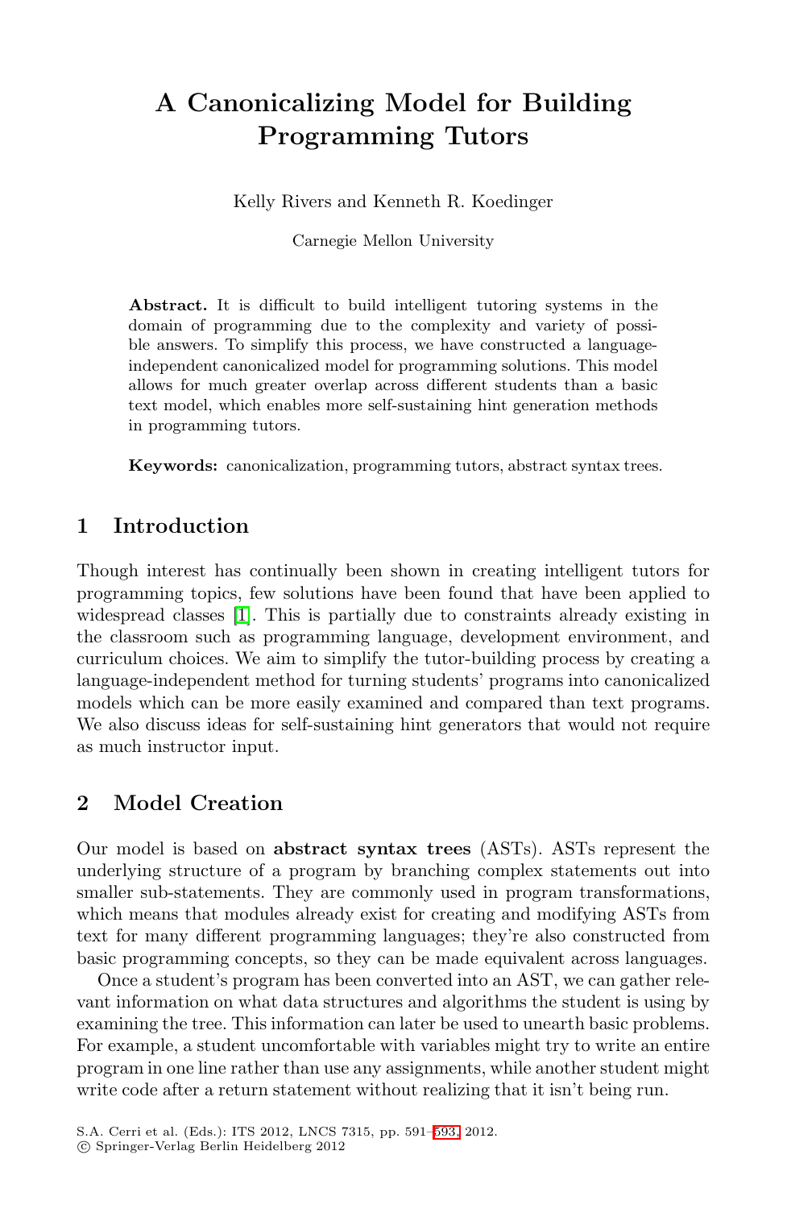# A Canonicalizing Model for Building Programming Tutors

Kelly Rivers and Kenneth R. Koedinger

Carnegie Mellon University

**Abstract.** It is difficult to build intelligent tutoring systems in the domain of programming due to the complexity and variety of possible answers. To simplify this process, we have constructed a language-independent canonicalized model for programming solutions. This model allows for much greater overlap across different students than a basic text model, which enables more self-sustaining hint generation methods in programming tutors.

**Keywords:** canonicalization, programming tutors, abstract syntax trees.

## 1 Introduction

Though interest has continually been shown in creating intelligent tutors for programming topics, few solutions have been found that have been applied to widespread classes [1]. This is partially due to constraints already existing in the classroom such as programming language, development environment, and curriculum choices. We aim to simplify the tutor-building process by creating a language-independent method for turning students' programs into canonicalized models which can be more easily examined and compared than text programs. We also discuss ideas for self-sustaining hint generators that would not require as much instructor input.

## 2 Model Creation

Our model is based on **abstract syntax trees** (ASTs). ASTs represent the underlying structure of a program by branching complex statements out into smaller sub-statements. They are commonly used in program transformations, which means that modules already exist for creating and modifying ASTs from text for many different programming languages; they're also constructed from basic programming concepts, so they can be made equivalent across languages.

Once a student's program has been converted into an AST, we can gather relevant information on what data structures and algorithms the student is using by examining the tree. This information can later be used to unearth basic problems. For example, a student uncomfortable with variables might try to write an entire program in one line rather than use any assignments, while another student might write code after a return statement without realizing that it isn't being run.

S.A. Cerri et al. (Eds.): ITS 2012, LNCS 7315, pp. 591–593, 2012.
© Springer-Verlag Berlin Heidelberg 2012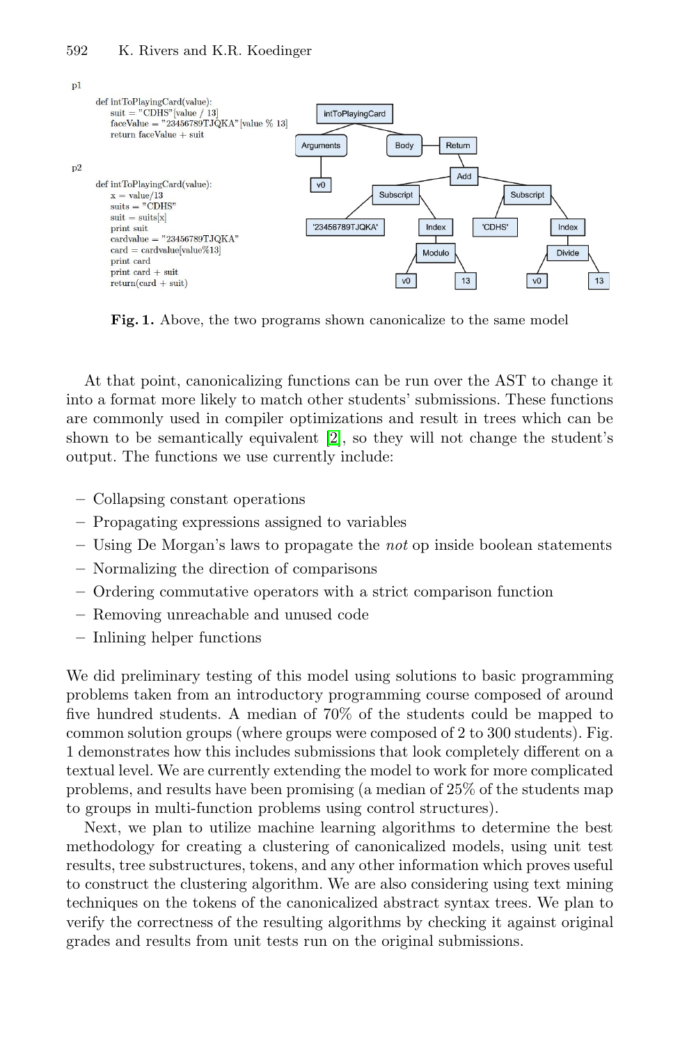p1

```
def intToPlayingCard(value):
    suit = "CDHS"[value / 13]
    faceValue = "23456789TJQKA"[value % 13]
    return faceValue + suit
```

p2

```
def intToPlayingCard(value):
    x = value/13
    suits = "CDHS"
    suit = suits[x]
    print suit
    cardvalue = "23456789TJQKA"
    card = cardvalue[value%13]
    print card
    print card + suit
    return(card + suit)
```

**Fig. 1.** Above, the two programs shown canonicalize to the same model

At that point, canonicalizing functions can be run over the AST to change it into a format more likely to match other students' submissions. These functions are commonly used in compiler optimizations and result in trees which can be shown to be semantically equivalent [2], so they will not change the student's output. The functions we use currently include:

- Collapsing constant operations
- Propagating expressions assigned to variables
- Using De Morgan's laws to propagate the *not* op inside boolean statements
- Normalizing the direction of comparisons
- Ordering commutative operators with a strict comparison function
- Removing unreachable and unused code
- Inlining helper functions

We did preliminary testing of this model using solutions to basic programming problems taken from an introductory programming course composed of around five hundred students. A median of 70% of the students could be mapped to common solution groups (where groups were composed of 2 to 300 students). Fig. 1 demonstrates how this includes submissions that look completely different on a textual level. We are currently extending the model to work for more complicated problems, and results have been promising (a median of 25% of the students map to groups in multi-function problems using control structures).

Next, we plan to utilize machine learning algorithms to determine the best methodology for creating a clustering of canonicalized models, using unit test results, tree substructures, tokens, and any other information which proves useful to construct the clustering algorithm. We are also considering using text mining techniques on the tokens of the canonicalized abstract syntax trees. We plan to verify the correctness of the resulting algorithms by checking it against original grades and results from unit tests run on the original submissions.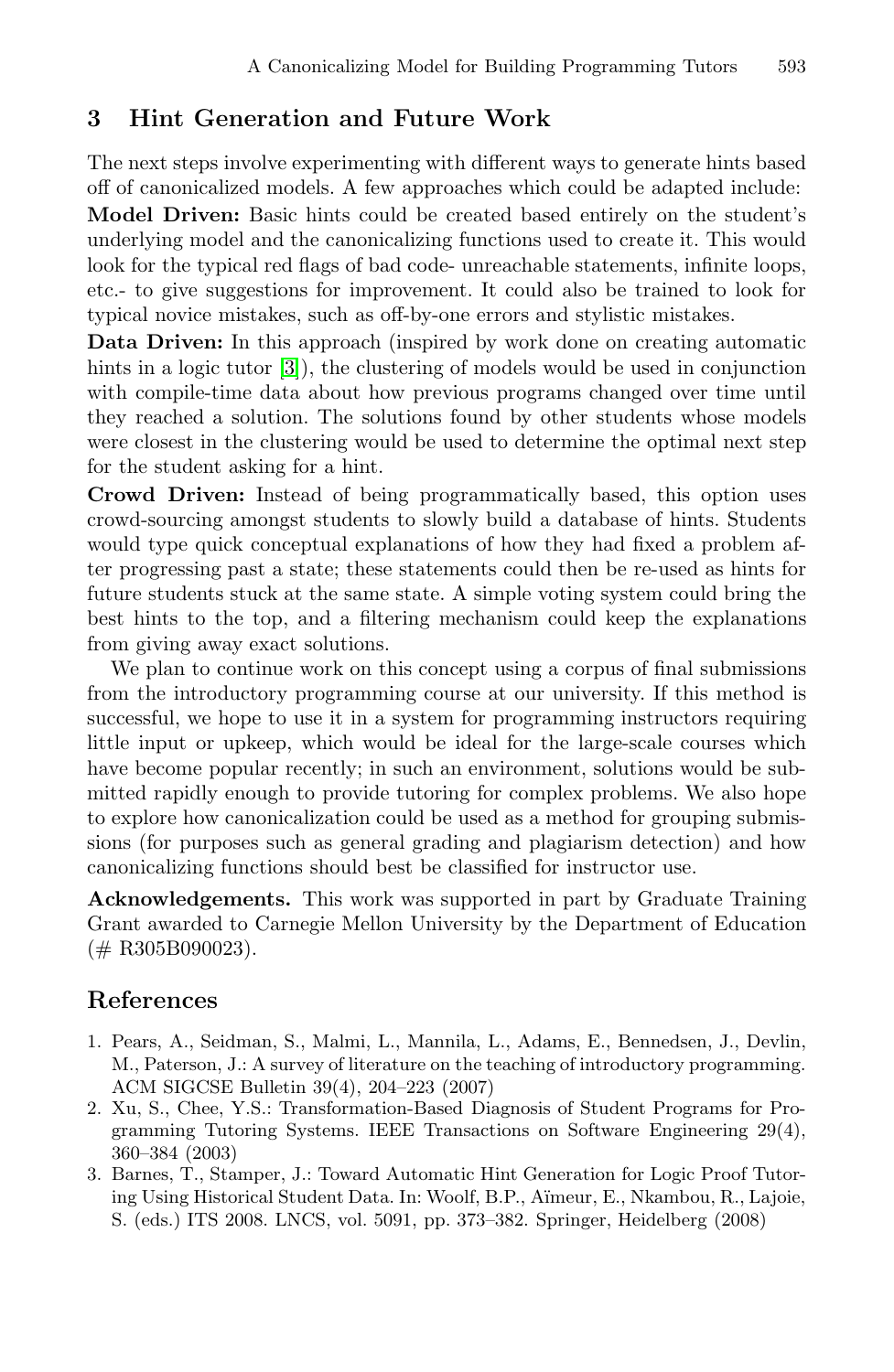## 3 Hint Generation and Future Work

The next steps involve experimenting with different ways to generate hints based off of canonicalized models. A few approaches which could be adapted include:

**Model Driven:** Basic hints could be created based entirely on the student's underlying model and the canonicalizing functions used to create it. This would look for the typical red flags of bad code- unreachable statements, infinite loops, etc.- to give suggestions for improvement. It could also be trained to look for typical novice mistakes, such as off-by-one errors and stylistic mistakes.

**Data Driven:** In this approach (inspired by work done on creating automatic hints in a logic tutor [3]), the clustering of models would be used in conjunction with compile-time data about how previous programs changed over time until they reached a solution. The solutions found by other students whose models were closest in the clustering would be used to determine the optimal next step for the student asking for a hint.

**Crowd Driven:** Instead of being programmatically based, this option uses crowd-sourcing amongst students to slowly build a database of hints. Students would type quick conceptual explanations of how they had fixed a problem after progressing past a state; these statements could then be re-used as hints for future students stuck at the same state. A simple voting system could bring the best hints to the top, and a filtering mechanism could keep the explanations from giving away exact solutions.

We plan to continue work on this concept using a corpus of final submissions from the introductory programming course at our university. If this method is successful, we hope to use it in a system for programming instructors requiring little input or upkeep, which would be ideal for the large-scale courses which have become popular recently; in such an environment, solutions would be submitted rapidly enough to provide tutoring for complex problems. We also hope to explore how canonicalization could be used as a method for grouping submissions (for purposes such as general grading and plagiarism detection) and how canonicalizing functions should best be classified for instructor use.

**Acknowledgements.** This work was supported in part by Graduate Training Grant awarded to Carnegie Mellon University by the Department of Education (# R305B090023).

## References

1. Pears, A., Seidman, S., Malmi, L., Mannila, L., Adams, E., Bennedsen, J., Devlin, M., Paterson, J.: A survey of literature on the teaching of introductory programming. ACM SIGCSE Bulletin 39(4), 204–223 (2007)
2. Xu, S., Chee, Y.S.: Transformation-Based Diagnosis of Student Programs for Programming Tutoring Systems. IEEE Transactions on Software Engineering 29(4), 360–384 (2003)
3. Barnes, T., Stamper, J.: Toward Automatic Hint Generation for Logic Proof Tutoring Using Historical Student Data. In: Woolf, B.P., Aïmeur, E., Nkambou, R., Lajoie, S. (eds.) ITS 2008. LNCS, vol. 5091, pp. 373–382. Springer, Heidelberg (2008)